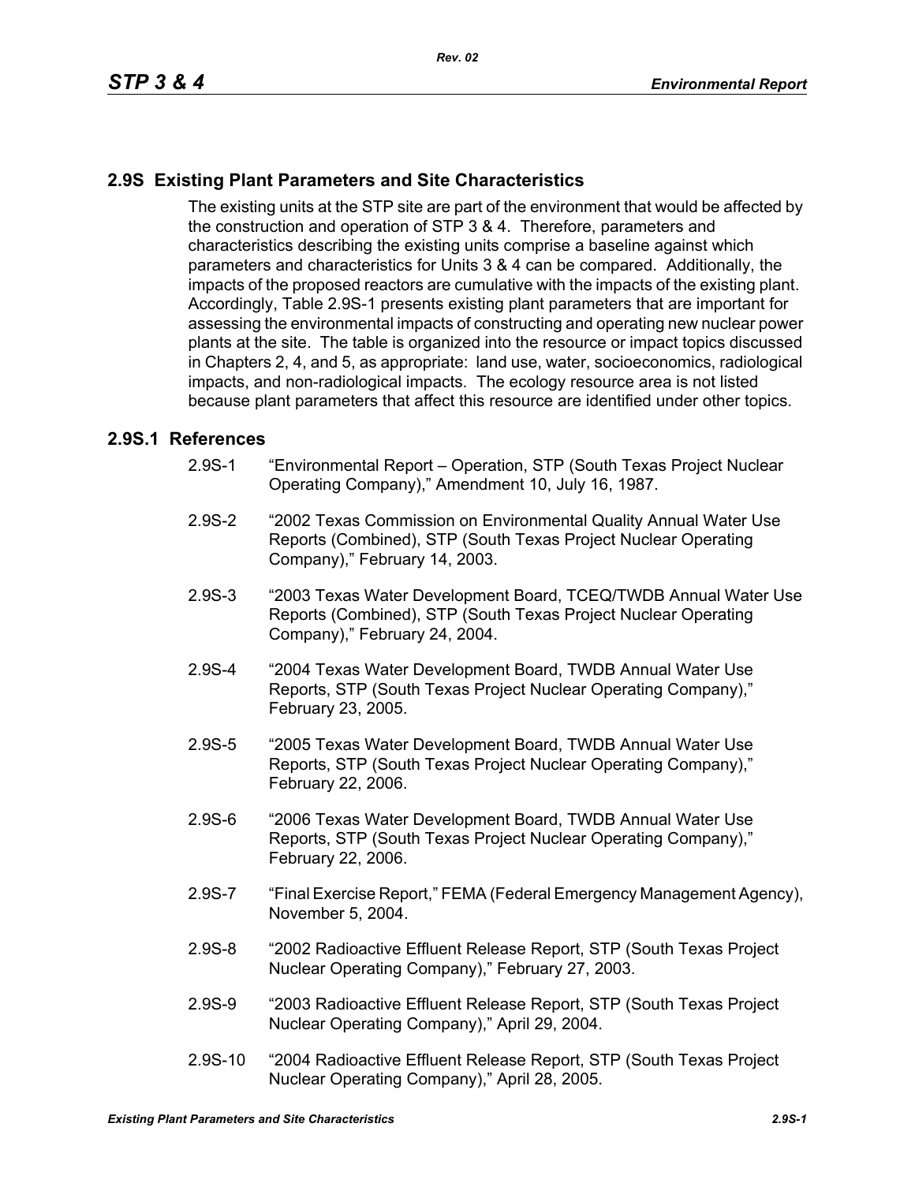## 2.9S Existing Plant Parameters and Site Characteristics

The existing units at the STP site are part of the environment that would be affected by the construction and operation of STP 3 & 4. Therefore, parameters and characteristics describing the existing units comprise a baseline against which parameters and characteristics for Units 3 & 4 can be compared. Additionally, the impacts of the proposed reactors are cumulative with the impacts of the existing plant. Accordingly, Table 2.9S-1 presents existing plant parameters that are important for assessing the environmental impacts of constructing and operating new nuclear power plants at the site. The table is organized into the resource or impact topics discussed in Chapters 2, 4, and 5, as appropriate: land use, water, socioeconomics, radiological impacts, and non-radiological impacts. The ecology resource area is not listed because plant parameters that affect this resource are identified under other topics.

### 2.9S.1 References

2.9S-1 "Environmental Report – Operation, STP (South Texas Project Nuclear Operating Company)," Amendment 10, July 16, 1987.

2.9S-2 "2002 Texas Commission on Environmental Quality Annual Water Use Reports (Combined), STP (South Texas Project Nuclear Operating Company)," February 14, 2003.

2.9S-3 "2003 Texas Water Development Board, TCEQ/TWDB Annual Water Use Reports (Combined), STP (South Texas Project Nuclear Operating Company)," February 24, 2004.

2.9S-4 "2004 Texas Water Development Board, TWDB Annual Water Use Reports, STP (South Texas Project Nuclear Operating Company)," February 23, 2005.

2.9S-5 "2005 Texas Water Development Board, TWDB Annual Water Use Reports, STP (South Texas Project Nuclear Operating Company)," February 22, 2006.

2.9S-6 "2006 Texas Water Development Board, TWDB Annual Water Use Reports, STP (South Texas Project Nuclear Operating Company)," February 22, 2006.

2.9S-7 "Final Exercise Report," FEMA (Federal Emergency Management Agency), November 5, 2004.

2.9S-8 "2002 Radioactive Effluent Release Report, STP (South Texas Project Nuclear Operating Company)," February 27, 2003.

2.9S-9 "2003 Radioactive Effluent Release Report, STP (South Texas Project Nuclear Operating Company)," April 29, 2004.

2.9S-10 "2004 Radioactive Effluent Release Report, STP (South Texas Project Nuclear Operating Company)," April 28, 2005.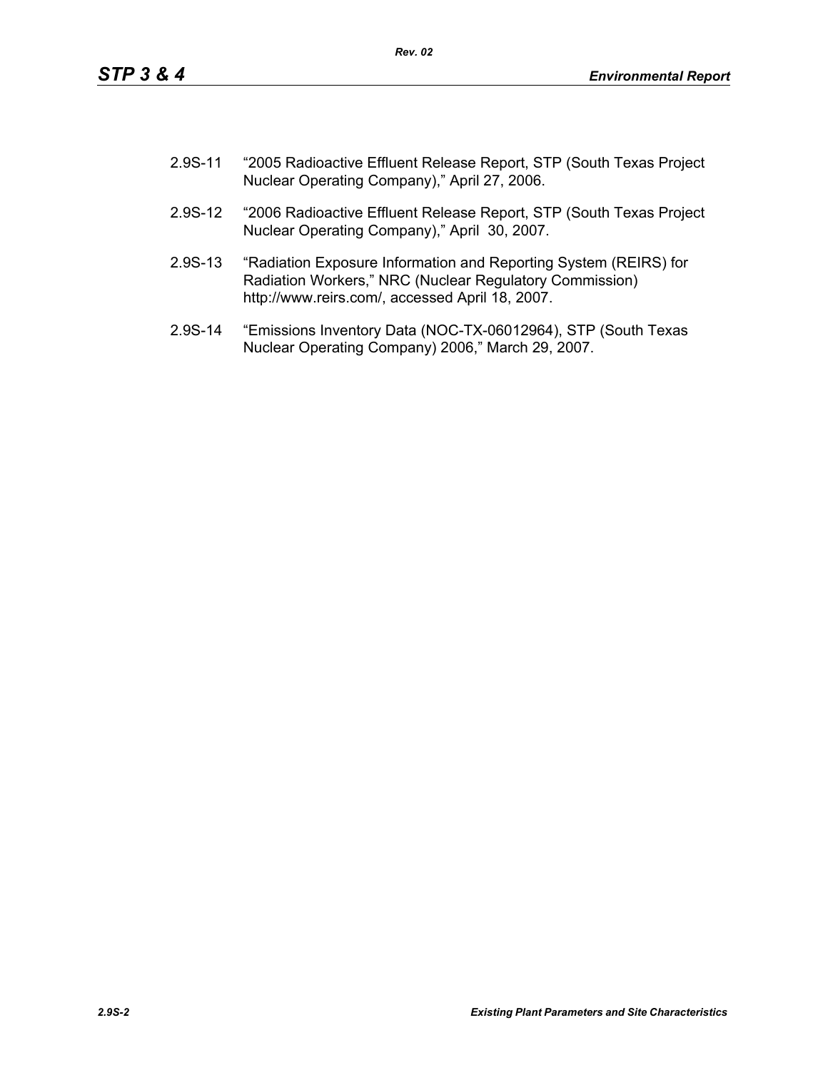2.9S-11 "2005 Radioactive Effluent Release Report, STP (South Texas Project Nuclear Operating Company)," April 27, 2006.

2.9S-12 "2006 Radioactive Effluent Release Report, STP (South Texas Project Nuclear Operating Company)," April 30, 2007.

2.9S-13 "Radiation Exposure Information and Reporting System (REIRS) for Radiation Workers," NRC (Nuclear Regulatory Commission) http://www.reirs.com/, accessed April 18, 2007.

2.9S-14 "Emissions Inventory Data (NOC-TX-06012964), STP (South Texas Nuclear Operating Company) 2006," March 29, 2007.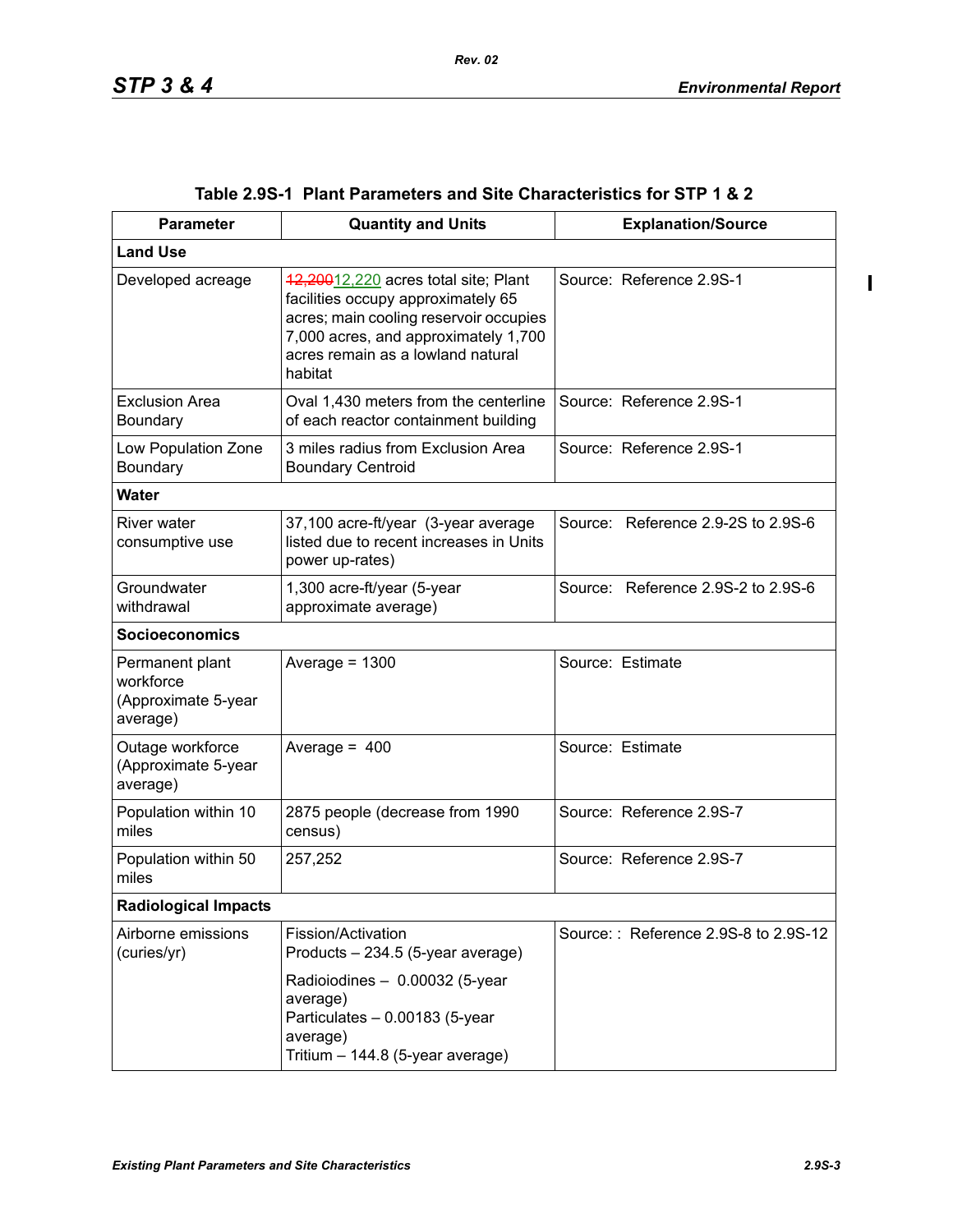**Table 2.9S-1 Plant Parameters and Site Characteristics for STP 1 & 2**

| Parameter | Quantity and Units | Explanation/Source |
|---|---|---|
| **Land Use** | | |
| Developed acreage | ~~12,200~~12,220 acres total site; Plant facilities occupy approximately 65 acres; main cooling reservoir occupies 7,000 acres, and approximately 1,700 acres remain as a lowland natural habitat | Source: Reference 2.9S-1 |
| Exclusion Area Boundary | Oval 1,430 meters from the centerline of each reactor containment building | Source: Reference 2.9S-1 |
| Low Population Zone Boundary | 3 miles radius from Exclusion Area Boundary Centroid | Source: Reference 2.9S-1 |
| **Water** | | |
| River water consumptive use | 37,100 acre-ft/year (3-year average listed due to recent increases in Units power up-rates) | Source: Reference 2.9-2S to 2.9S-6 |
| Groundwater withdrawal | 1,300 acre-ft/year (5-year approximate average) | Source: Reference 2.9S-2 to 2.9S-6 |
| **Socioeconomics** | | |
| Permanent plant workforce (Approximate 5-year average) | Average = 1300 | Source: Estimate |
| Outage workforce (Approximate 5-year average) | Average = 400 | Source: Estimate |
| Population within 10 miles | 2875 people (decrease from 1990 census) | Source: Reference 2.9S-7 |
| Population within 50 miles | 257,252 | Source: Reference 2.9S-7 |
| **Radiological Impacts** | | |
| Airborne emissions (curies/yr) | Fission/Activation Products – 234.5 (5-year average)<br>Radioiodines – 0.00032 (5-year average)<br>Particulates – 0.00183 (5-year average)<br>Tritium – 144.8 (5-year average) | Source: : Reference 2.9S-8 to 2.9S-12 |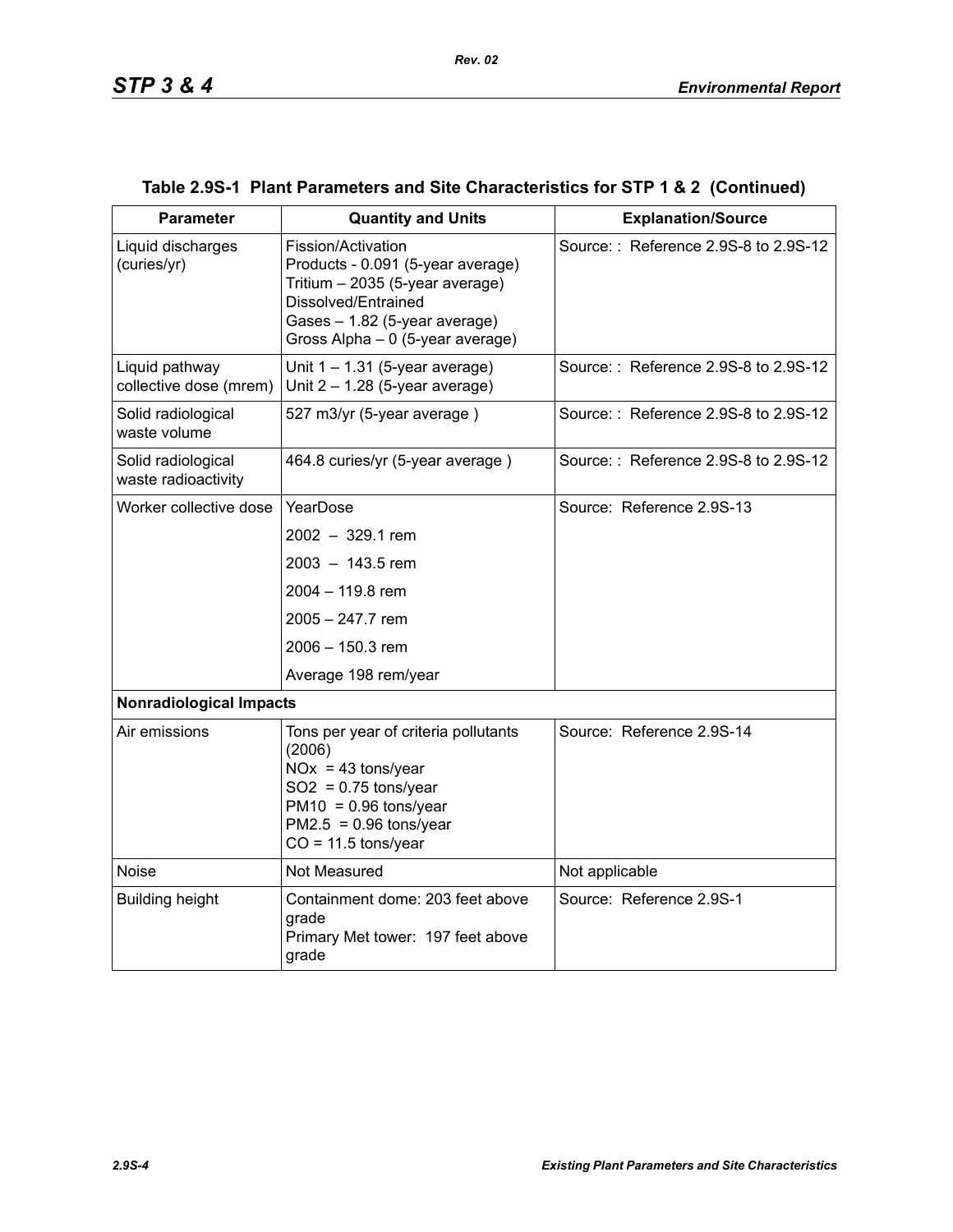## Table 2.9S-1 Plant Parameters and Site Characteristics for STP 1 & 2 (Continued)

| Parameter | Quantity and Units | Explanation/Source |
|---|---|---|
| Liquid discharges (curies/yr) | Fission/Activation Products - 0.091 (5-year average)<br>Tritium – 2035 (5-year average)<br>Dissolved/Entrained Gases – 1.82 (5-year average)<br>Gross Alpha – 0 (5-year average) | Source: : Reference 2.9S-8 to 2.9S-12 |
| Liquid pathway collective dose (mrem) | Unit 1 – 1.31 (5-year average)<br>Unit 2 – 1.28 (5-year average) | Source: : Reference 2.9S-8 to 2.9S-12 |
| Solid radiological waste volume | 527 m3/yr (5-year average ) | Source: : Reference 2.9S-8 to 2.9S-12 |
| Solid radiological waste radioactivity | 464.8 curies/yr (5-year average ) | Source: : Reference 2.9S-8 to 2.9S-12 |
| Worker collective dose | YearDose<br>2002 – 329.1 rem<br>2003 – 143.5 rem<br>2004 – 119.8 rem<br>2005 – 247.7 rem<br>2006 – 150.3 rem<br>Average 198 rem/year | Source: Reference 2.9S-13 |
| **Nonradiological Impacts** | | |
| Air emissions | Tons per year of criteria pollutants (2006)<br>NOx = 43 tons/year<br>SO2 = 0.75 tons/year<br>PM10 = 0.96 tons/year<br>PM2.5 = 0.96 tons/year<br>CO = 11.5 tons/year | Source: Reference 2.9S-14 |
| Noise | Not Measured | Not applicable |
| Building height | Containment dome: 203 feet above grade<br>Primary Met tower: 197 feet above grade | Source: Reference 2.9S-1 |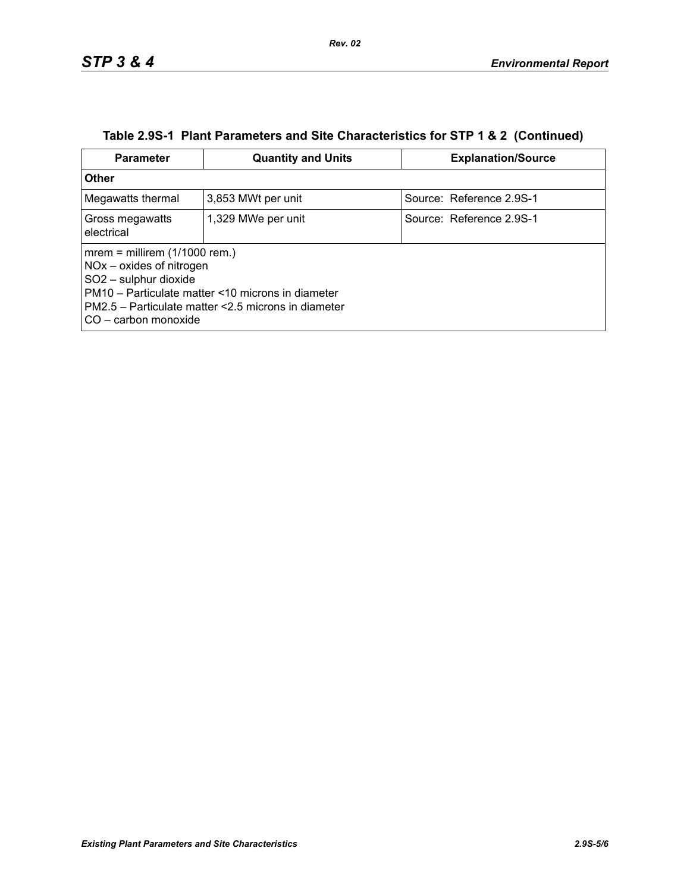## Table 2.9S-1 Plant Parameters and Site Characteristics for STP 1 & 2 (Continued)

| Parameter | Quantity and Units | Explanation/Source |
|---|---|---|
| **Other** | | |
| Megawatts thermal | 3,853 MWt per unit | Source: Reference 2.9S-1 |
| Gross megawatts electrical | 1,329 MWe per unit | Source: Reference 2.9S-1 |
| mrem = millirem (1/1000 rem.)<br>NOx – oxides of nitrogen<br>SO2 – sulphur dioxide<br>PM10 – Particulate matter <10 microns in diameter<br>PM2.5 – Particulate matter <2.5 microns in diameter<br>CO – carbon monoxide | | |